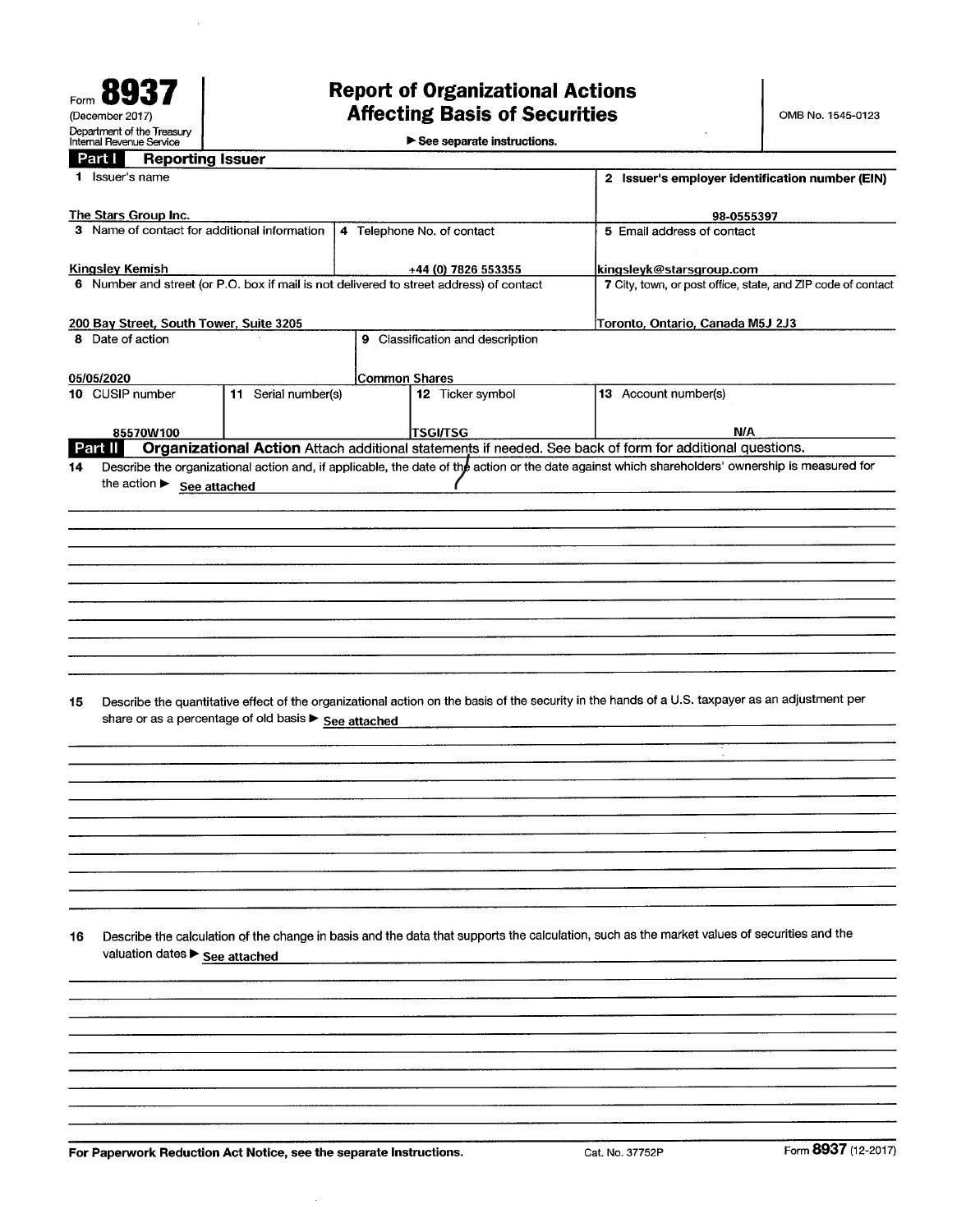Form **8937**
(December 2017)
Department of the Treasury
Internal Revenue Service

# Report of Organizational Actions Affecting Basis of Securities

► See separate instructions.

OMB No. 1545-0123

## Part I Reporting Issuer

| | | | |
|---|---|---|---|
| **1** Issuer's name<br>The Stars Group Inc. | | | **2** Issuer's employer identification number (EIN)<br>98-0555397 |
| **3** Name of contact for additional information<br>Kingsley Kemish | **4** Telephone No. of contact<br>+44 (0) 7826 553355 | | **5** Email address of contact<br>kingsleyk@starsgroup.com |
| **6** Number and street (or P.O. box if mail is not delivered to street address) of contact<br>200 Bay Street, South Tower, Suite 3205 | | | **7** City, town, or post office, state, and ZIP code of contact<br>Toronto, Ontario, Canada M5J 2J3 |
| **8** Date of action<br>05/05/2020 | **9** Classification and description<br>Common Shares | | |
| **10** CUSIP number<br>85570W100 | **11** Serial number(s) | **12** Ticker symbol<br>TSGI/TSG | **13** Account number(s)<br>N/A |

## Part II Organizational Action

Attach additional statements if needed. See back of form for additional questions.

**14** Describe the organizational action and, if applicable, the date of the action or the date against which shareholders' ownership is measured for the action ► See attached

**15** Describe the quantitative effect of the organizational action on the basis of the security in the hands of a U.S. taxpayer as an adjustment per share or as a percentage of old basis ► See attached

**16** Describe the calculation of the change in basis and the data that supports the calculation, such as the market values of securities and the valuation dates ► See attached

For Paperwork Reduction Act Notice, see the separate Instructions. Cat. No. 37752P Form **8937** (12-2017)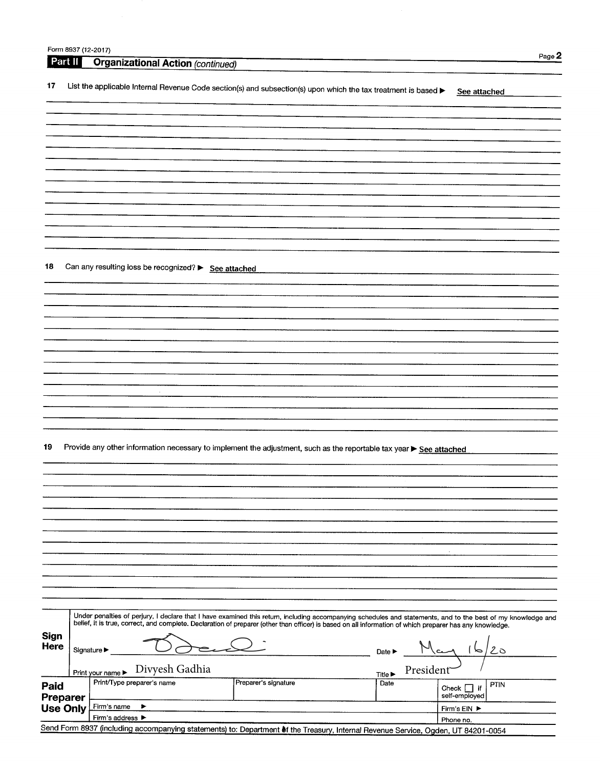Form 8937 (12-2017)

## Part II Organizational Action *(continued)*

**17** List the applicable Internal Revenue Code section(s) and subsection(s) upon which the tax treatment is based ▶ See attached

**18** Can any resulting loss be recognized? ▶ See attached

**19** Provide any other information necessary to implement the adjustment, such as the reportable tax year ▶ See attached

**Sign Here**

Under penalties of perjury, I declare that I have examined this return, including accompanying schedules and statements, and to the best of my knowledge and belief, it is true, correct, and complete. Declaration of preparer (other than officer) is based on all information of which preparer has any knowledge.

Signature ▶ [signature] Date ▶ May 16/20

Print your name ▶ Divyesh Gadhia Title ▶ President

**Paid Preparer Use Only**

| Print/Type preparer's name | Preparer's signature | Date | Check ☐ if self-employed | PTIN |
|---|---|---|---|---|
| Firm's name ▶ | | | Firm's EIN ▶ | |
| Firm's address ▶ | | | Phone no. | |

Send Form 8937 (including accompanying statements) to: Department of the Treasury, Internal Revenue Service, Ogden, UT 84201-0054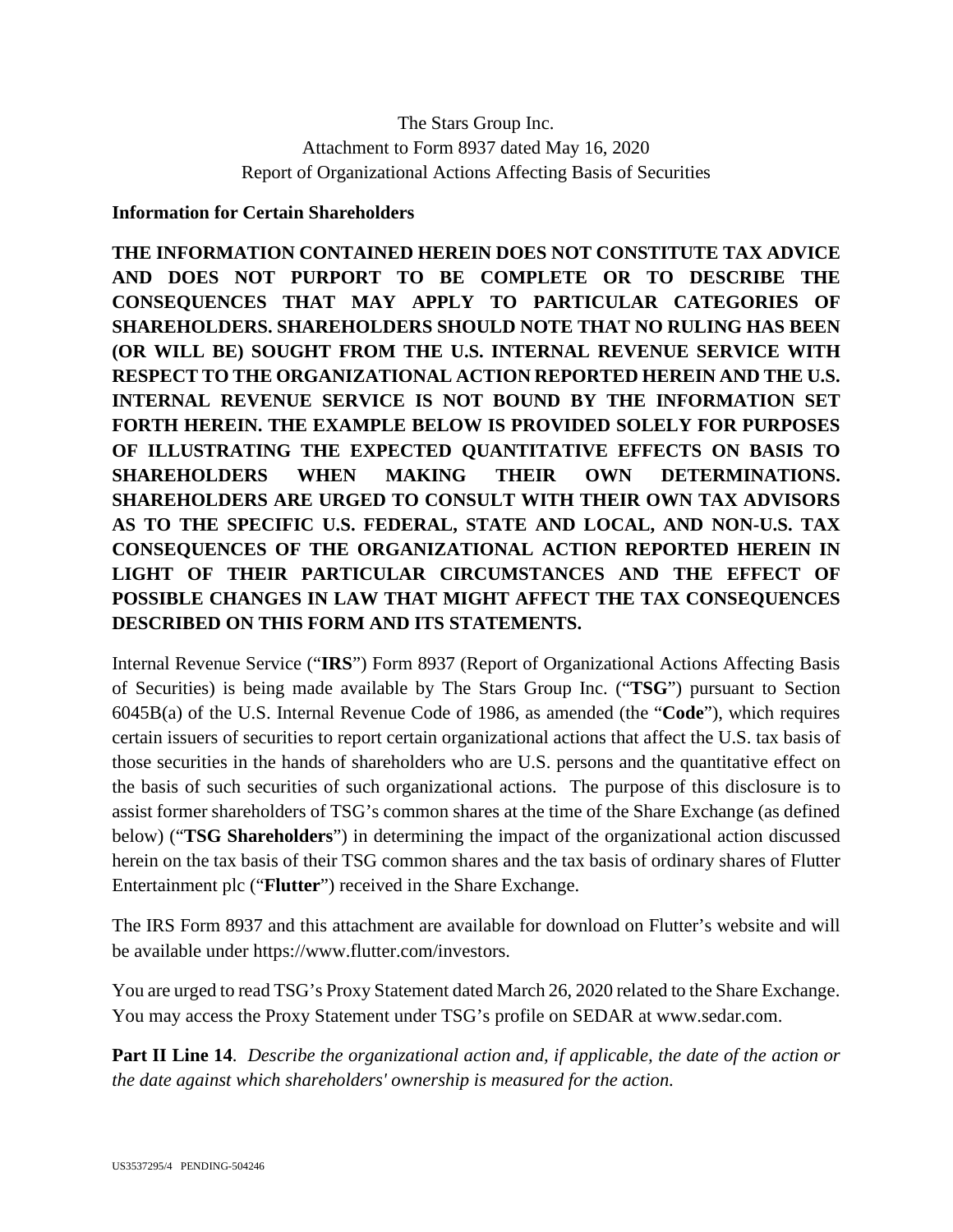The Stars Group Inc.
Attachment to Form 8937 dated May 16, 2020
Report of Organizational Actions Affecting Basis of Securities

**Information for Certain Shareholders**

**THE INFORMATION CONTAINED HEREIN DOES NOT CONSTITUTE TAX ADVICE AND DOES NOT PURPORT TO BE COMPLETE OR TO DESCRIBE THE CONSEQUENCES THAT MAY APPLY TO PARTICULAR CATEGORIES OF SHAREHOLDERS. SHAREHOLDERS SHOULD NOTE THAT NO RULING HAS BEEN (OR WILL BE) SOUGHT FROM THE U.S. INTERNAL REVENUE SERVICE WITH RESPECT TO THE ORGANIZATIONAL ACTION REPORTED HEREIN AND THE U.S. INTERNAL REVENUE SERVICE IS NOT BOUND BY THE INFORMATION SET FORTH HEREIN. THE EXAMPLE BELOW IS PROVIDED SOLELY FOR PURPOSES OF ILLUSTRATING THE EXPECTED QUANTITATIVE EFFECTS ON BASIS TO SHAREHOLDERS WHEN MAKING THEIR OWN DETERMINATIONS. SHAREHOLDERS ARE URGED TO CONSULT WITH THEIR OWN TAX ADVISORS AS TO THE SPECIFIC U.S. FEDERAL, STATE AND LOCAL, AND NON-U.S. TAX CONSEQUENCES OF THE ORGANIZATIONAL ACTION REPORTED HEREIN IN LIGHT OF THEIR PARTICULAR CIRCUMSTANCES AND THE EFFECT OF POSSIBLE CHANGES IN LAW THAT MIGHT AFFECT THE TAX CONSEQUENCES DESCRIBED ON THIS FORM AND ITS STATEMENTS.**

Internal Revenue Service ("**IRS**") Form 8937 (Report of Organizational Actions Affecting Basis of Securities) is being made available by The Stars Group Inc. ("**TSG**") pursuant to Section 6045B(a) of the U.S. Internal Revenue Code of 1986, as amended (the "**Code**"), which requires certain issuers of securities to report certain organizational actions that affect the U.S. tax basis of those securities in the hands of shareholders who are U.S. persons and the quantitative effect on the basis of such securities of such organizational actions. The purpose of this disclosure is to assist former shareholders of TSG's common shares at the time of the Share Exchange (as defined below) ("**TSG Shareholders**") in determining the impact of the organizational action discussed herein on the tax basis of their TSG common shares and the tax basis of ordinary shares of Flutter Entertainment plc ("**Flutter**") received in the Share Exchange.

The IRS Form 8937 and this attachment are available for download on Flutter's website and will be available under https://www.flutter.com/investors.

You are urged to read TSG's Proxy Statement dated March 26, 2020 related to the Share Exchange. You may access the Proxy Statement under TSG's profile on SEDAR at www.sedar.com.

**Part II Line 14**. *Describe the organizational action and, if applicable, the date of the action or the date against which shareholders' ownership is measured for the action.*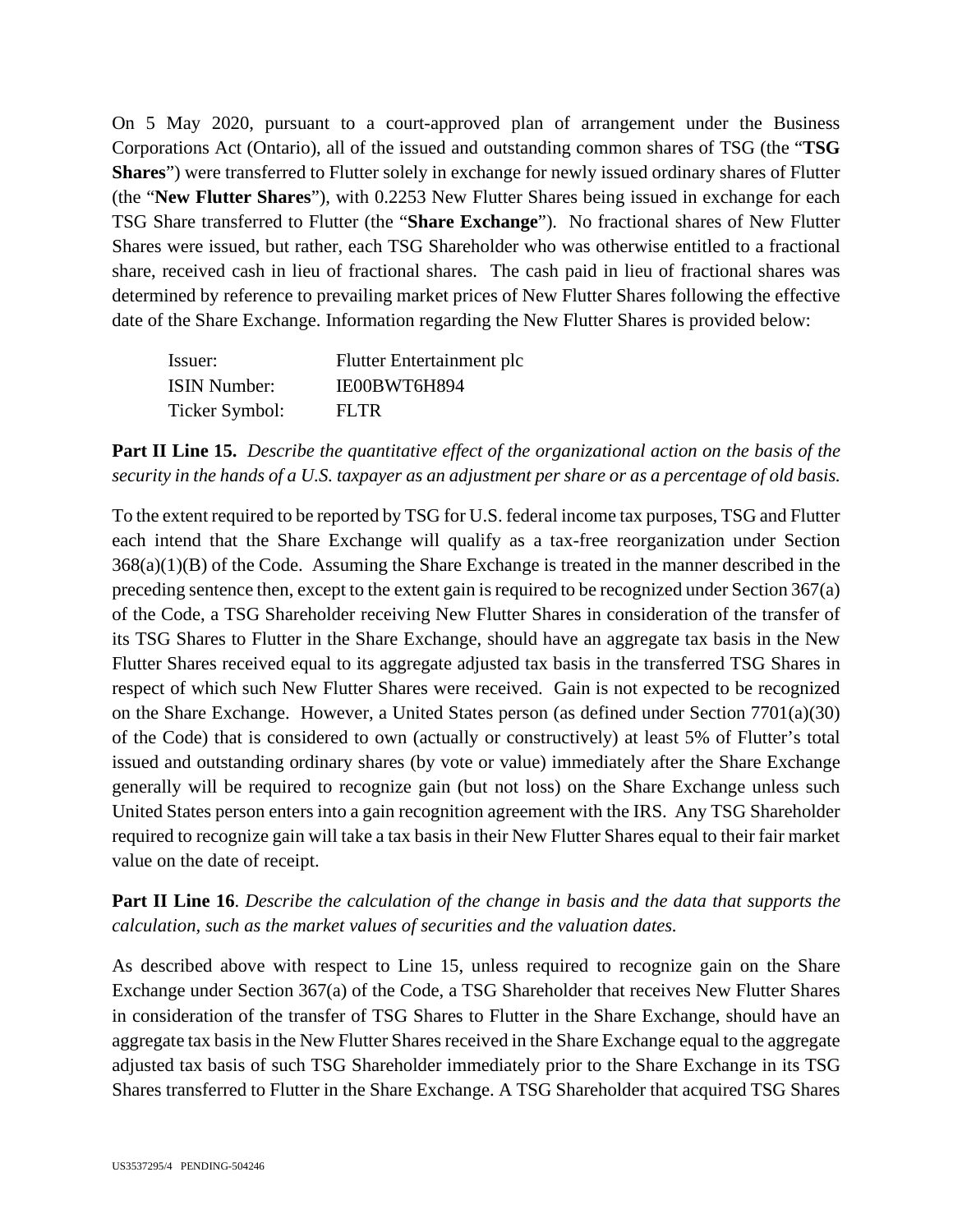On 5 May 2020, pursuant to a court-approved plan of arrangement under the Business Corporations Act (Ontario), all of the issued and outstanding common shares of TSG (the "**TSG Shares**") were transferred to Flutter solely in exchange for newly issued ordinary shares of Flutter (the "**New Flutter Shares**"), with 0.2253 New Flutter Shares being issued in exchange for each TSG Share transferred to Flutter (the "**Share Exchange**"). No fractional shares of New Flutter Shares were issued, but rather, each TSG Shareholder who was otherwise entitled to a fractional share, received cash in lieu of fractional shares. The cash paid in lieu of fractional shares was determined by reference to prevailing market prices of New Flutter Shares following the effective date of the Share Exchange. Information regarding the New Flutter Shares is provided below:

| | |
|---|---|
| Issuer: | Flutter Entertainment plc |
| ISIN Number: | IE00BWT6H894 |
| Ticker Symbol: | FLTR |

**Part II Line 15.** *Describe the quantitative effect of the organizational action on the basis of the security in the hands of a U.S. taxpayer as an adjustment per share or as a percentage of old basis.*

To the extent required to be reported by TSG for U.S. federal income tax purposes, TSG and Flutter each intend that the Share Exchange will qualify as a tax-free reorganization under Section 368(a)(1)(B) of the Code. Assuming the Share Exchange is treated in the manner described in the preceding sentence then, except to the extent gain is required to be recognized under Section 367(a) of the Code, a TSG Shareholder receiving New Flutter Shares in consideration of the transfer of its TSG Shares to Flutter in the Share Exchange, should have an aggregate tax basis in the New Flutter Shares received equal to its aggregate adjusted tax basis in the transferred TSG Shares in respect of which such New Flutter Shares were received. Gain is not expected to be recognized on the Share Exchange. However, a United States person (as defined under Section 7701(a)(30) of the Code) that is considered to own (actually or constructively) at least 5% of Flutter's total issued and outstanding ordinary shares (by vote or value) immediately after the Share Exchange generally will be required to recognize gain (but not loss) on the Share Exchange unless such United States person enters into a gain recognition agreement with the IRS. Any TSG Shareholder required to recognize gain will take a tax basis in their New Flutter Shares equal to their fair market value on the date of receipt.

**Part II Line 16**. *Describe the calculation of the change in basis and the data that supports the calculation, such as the market values of securities and the valuation dates.*

As described above with respect to Line 15, unless required to recognize gain on the Share Exchange under Section 367(a) of the Code, a TSG Shareholder that receives New Flutter Shares in consideration of the transfer of TSG Shares to Flutter in the Share Exchange, should have an aggregate tax basis in the New Flutter Shares received in the Share Exchange equal to the aggregate adjusted tax basis of such TSG Shareholder immediately prior to the Share Exchange in its TSG Shares transferred to Flutter in the Share Exchange. A TSG Shareholder that acquired TSG Shares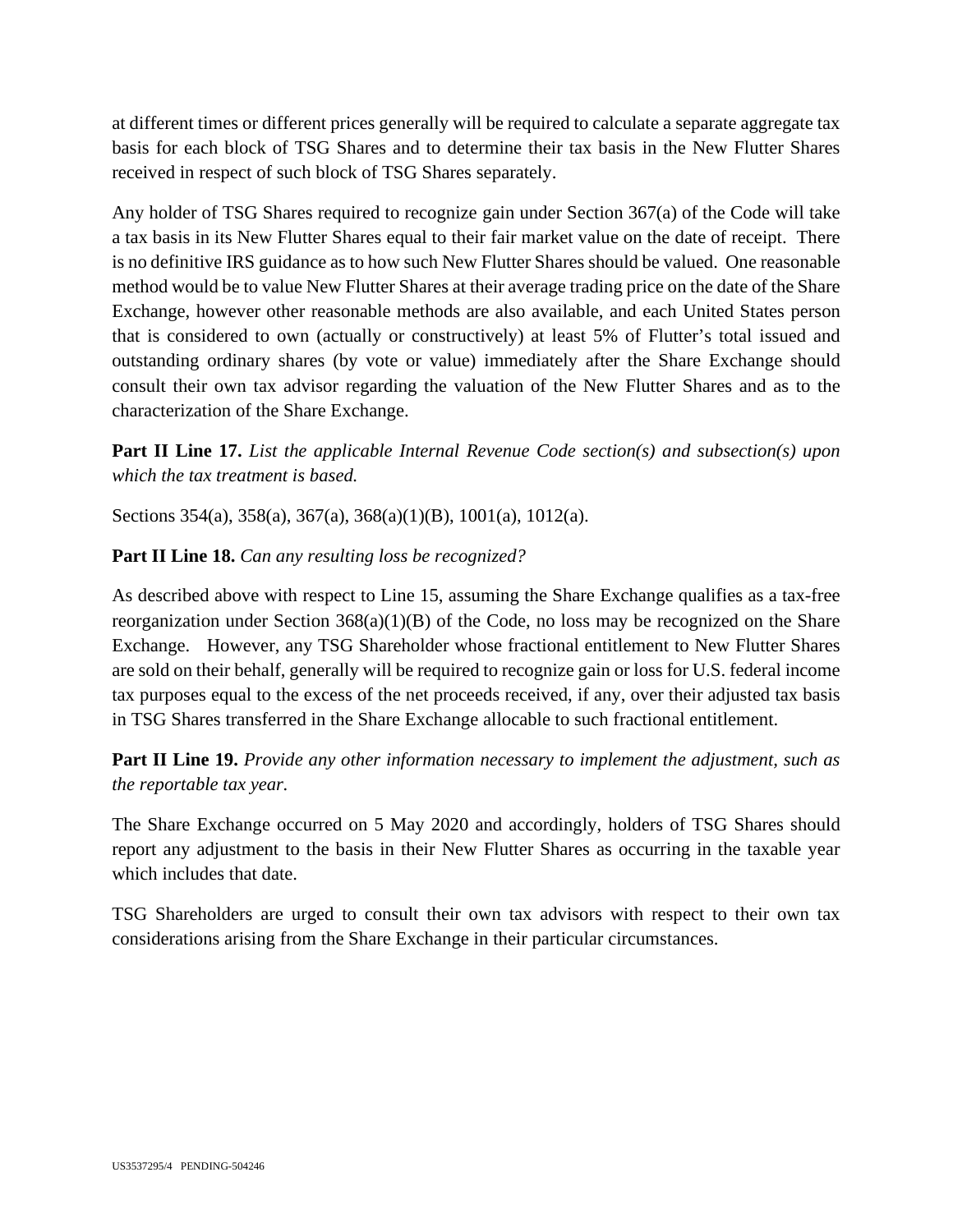at different times or different prices generally will be required to calculate a separate aggregate tax basis for each block of TSG Shares and to determine their tax basis in the New Flutter Shares received in respect of such block of TSG Shares separately.

Any holder of TSG Shares required to recognize gain under Section 367(a) of the Code will take a tax basis in its New Flutter Shares equal to their fair market value on the date of receipt. There is no definitive IRS guidance as to how such New Flutter Shares should be valued. One reasonable method would be to value New Flutter Shares at their average trading price on the date of the Share Exchange, however other reasonable methods are also available, and each United States person that is considered to own (actually or constructively) at least 5% of Flutter's total issued and outstanding ordinary shares (by vote or value) immediately after the Share Exchange should consult their own tax advisor regarding the valuation of the New Flutter Shares and as to the characterization of the Share Exchange.

**Part II Line 17.** *List the applicable Internal Revenue Code section(s) and subsection(s) upon which the tax treatment is based.*

Sections 354(a), 358(a), 367(a), 368(a)(1)(B), 1001(a), 1012(a).

**Part II Line 18.** *Can any resulting loss be recognized?*

As described above with respect to Line 15, assuming the Share Exchange qualifies as a tax-free reorganization under Section 368(a)(1)(B) of the Code, no loss may be recognized on the Share Exchange. However, any TSG Shareholder whose fractional entitlement to New Flutter Shares are sold on their behalf, generally will be required to recognize gain or loss for U.S. federal income tax purposes equal to the excess of the net proceeds received, if any, over their adjusted tax basis in TSG Shares transferred in the Share Exchange allocable to such fractional entitlement.

**Part II Line 19.** *Provide any other information necessary to implement the adjustment, such as the reportable tax year.*

The Share Exchange occurred on 5 May 2020 and accordingly, holders of TSG Shares should report any adjustment to the basis in their New Flutter Shares as occurring in the taxable year which includes that date.

TSG Shareholders are urged to consult their own tax advisors with respect to their own tax considerations arising from the Share Exchange in their particular circumstances.